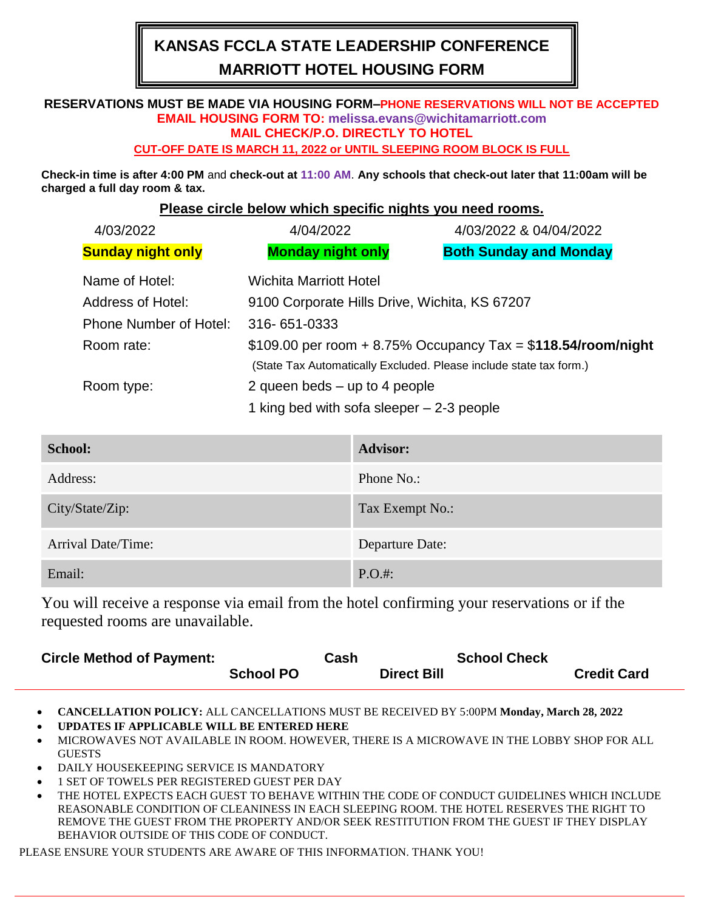# KANSAS FCCLA STATE LEADERSHIP CONFERENCE
# MARRIOTT HOTEL HOUSING FORM

**RESERVATIONS MUST BE MADE VIA HOUSING FORM–PHONE RESERVATIONS WILL NOT BE ACCEPTED**
**EMAIL HOUSING FORM TO: melissa.evans@wichitamarriott.com**
**MAIL CHECK/P.O. DIRECTLY TO HOTEL**
**CUT-OFF DATE IS MARCH 11, 2022 or UNTIL SLEEPING ROOM BLOCK IS FULL**

**Check-in time is after 4:00 PM** and **check-out at 11:00 AM**. **Any schools that check-out later that 11:00am will be charged a full day room & tax.**

**Please circle below which specific nights you need rooms.**

| 4/03/2022 | 4/04/2022 | 4/03/2022 & 04/04/2022 |
|---|---|---|
| **Sunday night only** | **Monday night only** | **Both Sunday and Monday** |

| | |
|---|---|
| Name of Hotel: | Wichita Marriott Hotel |
| Address of Hotel: | 9100 Corporate Hills Drive, Wichita, KS 67207 |
| Phone Number of Hotel: | 316- 651-0333 |
| Room rate: | $109.00 per room + 8.75% Occupancy Tax = $**118.54/room/night** (State Tax Automatically Excluded. Please include state tax form.) |
| Room type: | 2 queen beds – up to 4 people<br>1 king bed with sofa sleeper – 2-3 people |

| **School:** | **Advisor:** |
|---|---|
| Address: | Phone No.: |
| City/State/Zip: | Tax Exempt No.: |
| Arrival Date/Time: | Departure Date: |
| Email: | P.O.#: |

You will receive a response via email from the hotel confirming your reservations or if the requested rooms are unavailable.

**Circle Method of Payment:** **Cash** **School Check** **School PO** **Direct Bill** **Credit Card**

---

- **CANCELLATION POLICY:** ALL CANCELLATIONS MUST BE RECEIVED BY 5:00PM **Monday, March 28, 2022**
- **UPDATES IF APPLICABLE WILL BE ENTERED HERE**
- MICROWAVES NOT AVAILABLE IN ROOM. HOWEVER, THERE IS A MICROWAVE IN THE LOBBY SHOP FOR ALL GUESTS
- DAILY HOUSEKEEPING SERVICE IS MANDATORY
- 1 SET OF TOWELS PER REGISTERED GUEST PER DAY
- THE HOTEL EXPECTS EACH GUEST TO BEHAVE WITHIN THE CODE OF CONDUCT GUIDELINES WHICH INCLUDE REASONABLE CONDITION OF CLEANINESS IN EACH SLEEPING ROOM. THE HOTEL RESERVES THE RIGHT TO REMOVE THE GUEST FROM THE PROPERTY AND/OR SEEK RESTITUTION FROM THE GUEST IF THEY DISPLAY BEHAVIOR OUTSIDE OF THIS CODE OF CONDUCT.

PLEASE ENSURE YOUR STUDENTS ARE AWARE OF THIS INFORMATION. THANK YOU!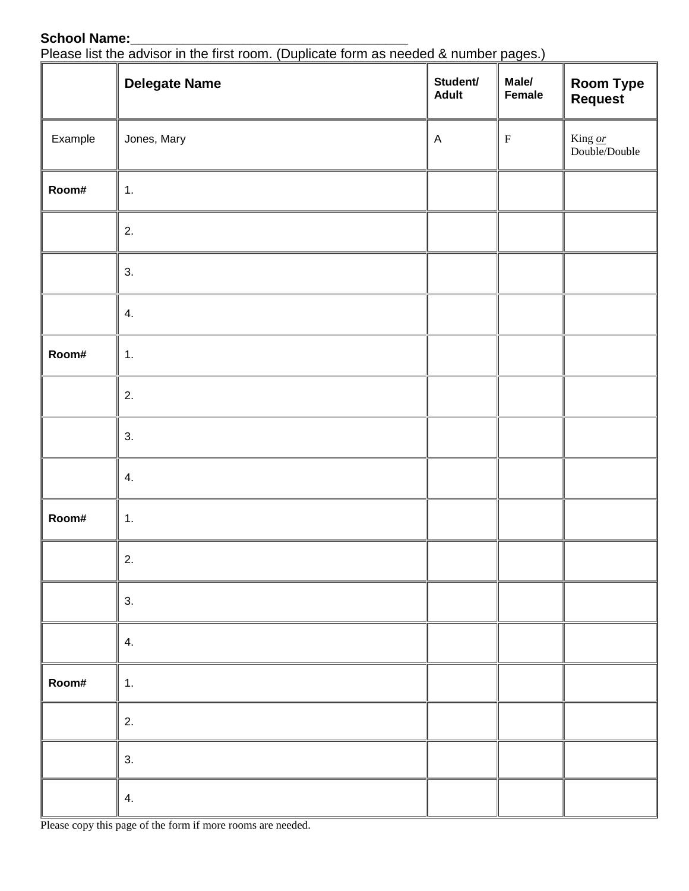**School Name:**_____________________________________

Please list the advisor in the first room. (Duplicate form as needed & number pages.)

| | Delegate Name | Student/ Adult | Male/ Female | Room Type Request |
|---|---|---|---|---|
| Example | Jones, Mary | A | F | King *or* Double/Double |
| **Room#** | 1. | | | |
| | 2. | | | |
| | 3. | | | |
| | 4. | | | |
| **Room#** | 1. | | | |
| | 2. | | | |
| | 3. | | | |
| | 4. | | | |
| **Room#** | 1. | | | |
| | 2. | | | |
| | 3. | | | |
| | 4. | | | |
| **Room#** | 1. | | | |
| | 2. | | | |
| | 3. | | | |
| | 4. | | | |

Please copy this page of the form if more rooms are needed.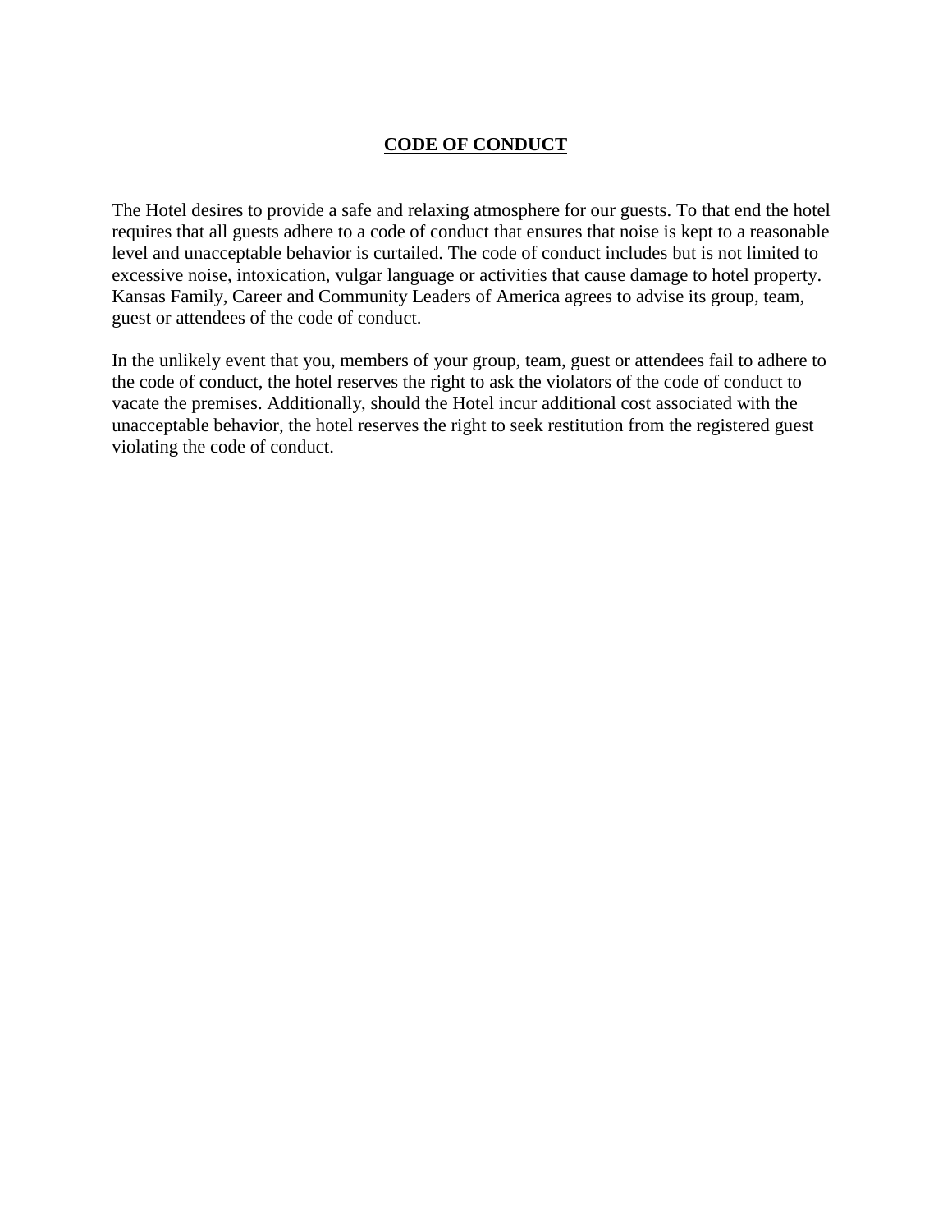# CODE OF CONDUCT

The Hotel desires to provide a safe and relaxing atmosphere for our guests. To that end the hotel requires that all guests adhere to a code of conduct that ensures that noise is kept to a reasonable level and unacceptable behavior is curtailed. The code of conduct includes but is not limited to excessive noise, intoxication, vulgar language or activities that cause damage to hotel property. Kansas Family, Career and Community Leaders of America agrees to advise its group, team, guest or attendees of the code of conduct.

In the unlikely event that you, members of your group, team, guest or attendees fail to adhere to the code of conduct, the hotel reserves the right to ask the violators of the code of conduct to vacate the premises. Additionally, should the Hotel incur additional cost associated with the unacceptable behavior, the hotel reserves the right to seek restitution from the registered guest violating the code of conduct.